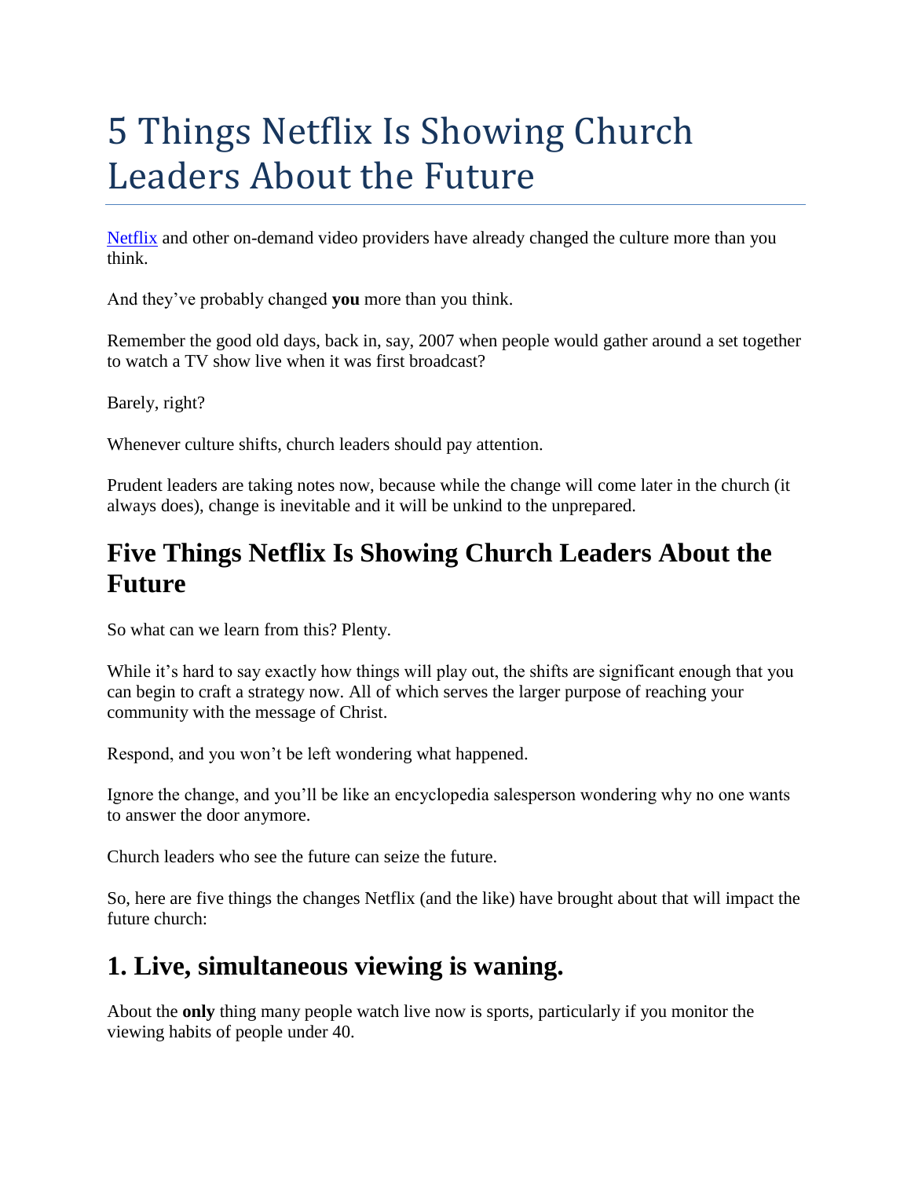# 5 Things Netflix Is Showing Church Leaders About the Future

[Netflix](#) and other on-demand video providers have already changed the culture more than you think.

And they've probably changed **you** more than you think.

Remember the good old days, back in, say, 2007 when people would gather around a set together to watch a TV show live when it was first broadcast?

Barely, right?

Whenever culture shifts, church leaders should pay attention.

Prudent leaders are taking notes now, because while the change will come later in the church (it always does), change is inevitable and it will be unkind to the unprepared.

## Five Things Netflix Is Showing Church Leaders About the Future

So what can we learn from this? Plenty.

While it's hard to say exactly how things will play out, the shifts are significant enough that you can begin to craft a strategy now. All of which serves the larger purpose of reaching your community with the message of Christ.

Respond, and you won't be left wondering what happened.

Ignore the change, and you'll be like an encyclopedia salesperson wondering why no one wants to answer the door anymore.

Church leaders who see the future can seize the future.

So, here are five things the changes Netflix (and the like) have brought about that will impact the future church:

## 1. Live, simultaneous viewing is waning.

About the **only** thing many people watch live now is sports, particularly if you monitor the viewing habits of people under 40.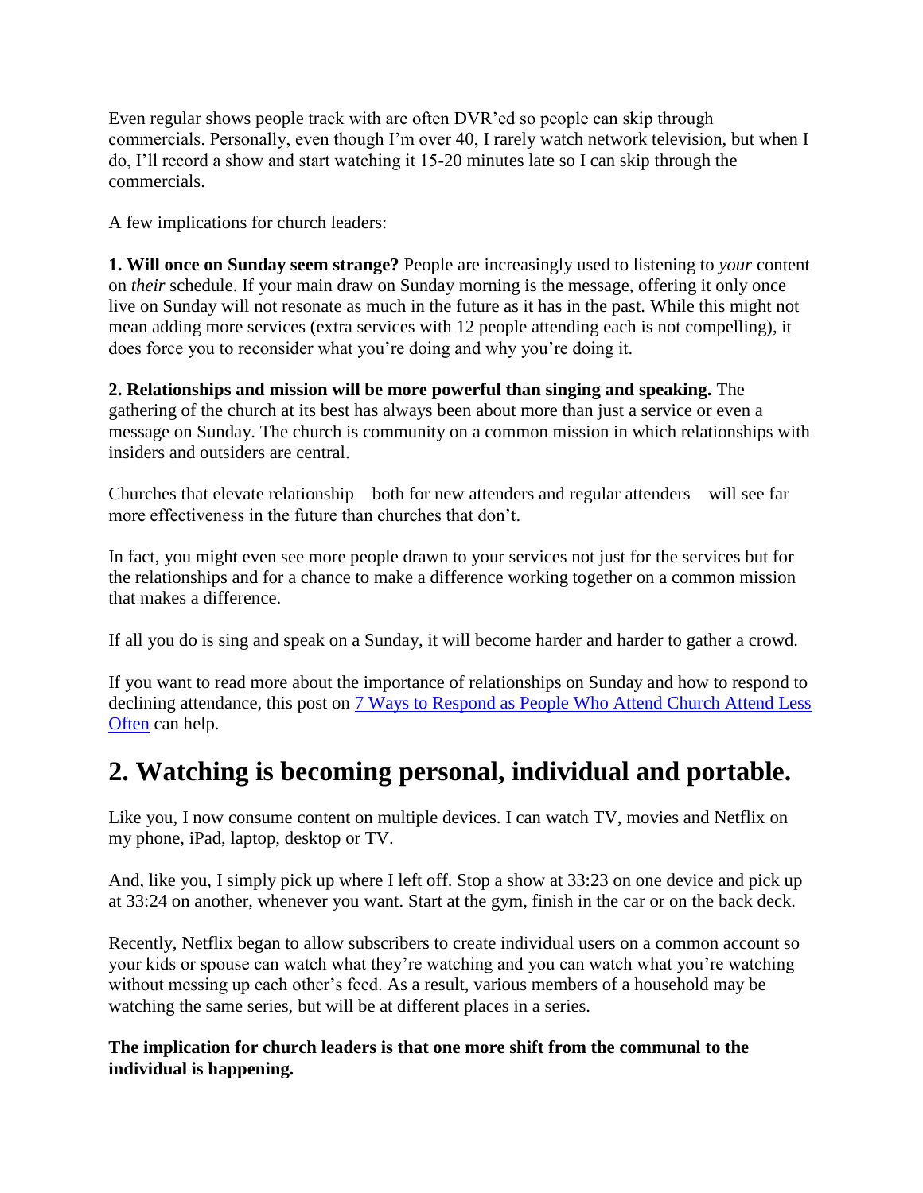Even regular shows people track with are often DVR'ed so people can skip through commercials. Personally, even though I'm over 40, I rarely watch network television, but when I do, I'll record a show and start watching it 15-20 minutes late so I can skip through the commercials.

A few implications for church leaders:

**1. Will once on Sunday seem strange?** People are increasingly used to listening to *your* content on *their* schedule. If your main draw on Sunday morning is the message, offering it only once live on Sunday will not resonate as much in the future as it has in the past. While this might not mean adding more services (extra services with 12 people attending each is not compelling), it does force you to reconsider what you're doing and why you're doing it.

**2. Relationships and mission will be more powerful than singing and speaking.** The gathering of the church at its best has always been about more than just a service or even a message on Sunday. The church is community on a common mission in which relationships with insiders and outsiders are central.

Churches that elevate relationship—both for new attenders and regular attenders—will see far more effectiveness in the future than churches that don't.

In fact, you might even see more people drawn to your services not just for the services but for the relationships and for a chance to make a difference working together on a common mission that makes a difference.

If all you do is sing and speak on a Sunday, it will become harder and harder to gather a crowd.

If you want to read more about the importance of relationships on Sunday and how to respond to declining attendance, this post on 7 Ways to Respond as People Who Attend Church Attend Less Often can help.

## 2. Watching is becoming personal, individual and portable.

Like you, I now consume content on multiple devices. I can watch TV, movies and Netflix on my phone, iPad, laptop, desktop or TV.

And, like you, I simply pick up where I left off. Stop a show at 33:23 on one device and pick up at 33:24 on another, whenever you want. Start at the gym, finish in the car or on the back deck.

Recently, Netflix began to allow subscribers to create individual users on a common account so your kids or spouse can watch what they're watching and you can watch what you're watching without messing up each other's feed. As a result, various members of a household may be watching the same series, but will be at different places in a series.

**The implication for church leaders is that one more shift from the communal to the individual is happening.**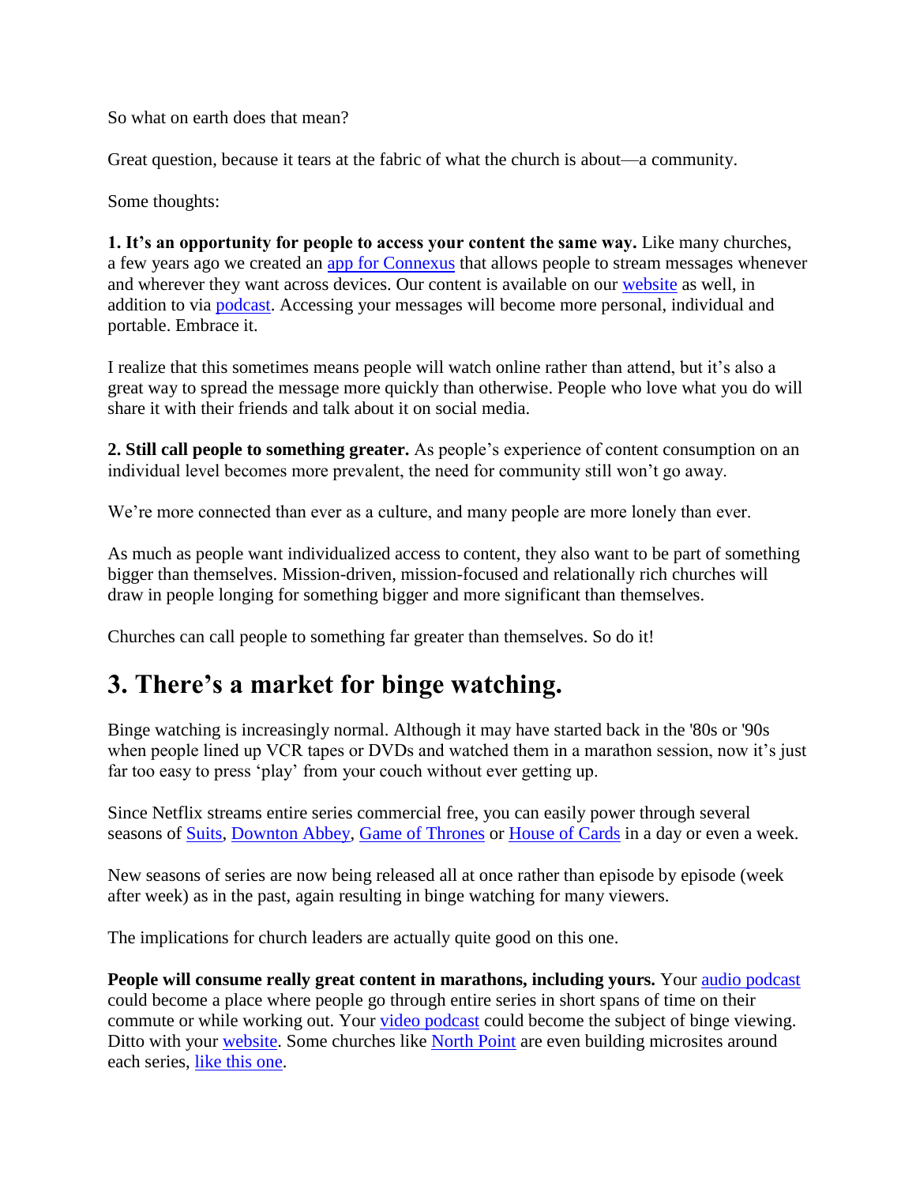So what on earth does that mean?

Great question, because it tears at the fabric of what the church is about—a community.

Some thoughts:

**1. It's an opportunity for people to access your content the same way.** Like many churches, a few years ago we created an app for Connexus that allows people to stream messages whenever and wherever they want across devices. Our content is available on our website as well, in addition to via podcast. Accessing your messages will become more personal, individual and portable. Embrace it.

I realize that this sometimes means people will watch online rather than attend, but it's also a great way to spread the message more quickly than otherwise. People who love what you do will share it with their friends and talk about it on social media.

**2. Still call people to something greater.** As people's experience of content consumption on an individual level becomes more prevalent, the need for community still won't go away.

We're more connected than ever as a culture, and many people are more lonely than ever.

As much as people want individualized access to content, they also want to be part of something bigger than themselves. Mission-driven, mission-focused and relationally rich churches will draw in people longing for something bigger and more significant than themselves.

Churches can call people to something far greater than themselves. So do it!

## 3. There's a market for binge watching.

Binge watching is increasingly normal. Although it may have started back in the '80s or '90s when people lined up VCR tapes or DVDs and watched them in a marathon session, now it's just far too easy to press 'play' from your couch without ever getting up.

Since Netflix streams entire series commercial free, you can easily power through several seasons of Suits, Downton Abbey, Game of Thrones or House of Cards in a day or even a week.

New seasons of series are now being released all at once rather than episode by episode (week after week) as in the past, again resulting in binge watching for many viewers.

The implications for church leaders are actually quite good on this one.

**People will consume really great content in marathons, including yours.** Your audio podcast could become a place where people go through entire series in short spans of time on their commute or while working out. Your video podcast could become the subject of binge viewing. Ditto with your website. Some churches like North Point are even building microsites around each series, like this one.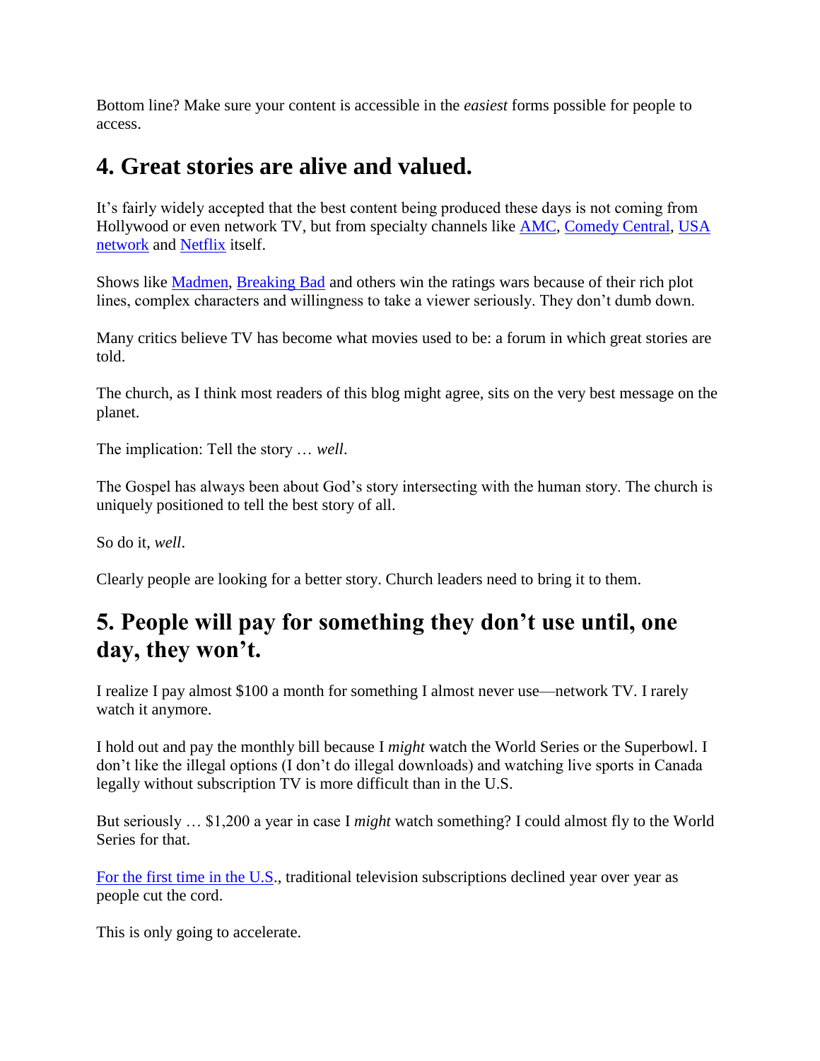Bottom line? Make sure your content is accessible in the *easiest* forms possible for people to access.

## 4. Great stories are alive and valued.

It's fairly widely accepted that the best content being produced these days is not coming from Hollywood or even network TV, but from specialty channels like AMC, Comedy Central, USA network and Netflix itself.

Shows like Madmen, Breaking Bad and others win the ratings wars because of their rich plot lines, complex characters and willingness to take a viewer seriously. They don't dumb down.

Many critics believe TV has become what movies used to be: a forum in which great stories are told.

The church, as I think most readers of this blog might agree, sits on the very best message on the planet.

The implication: Tell the story … *well*.

The Gospel has always been about God's story intersecting with the human story. The church is uniquely positioned to tell the best story of all.

So do it, *well*.

Clearly people are looking for a better story. Church leaders need to bring it to them.

## 5. People will pay for something they don't use until, one day, they won't.

I realize I pay almost $100 a month for something I almost never use—network TV. I rarely watch it anymore.

I hold out and pay the monthly bill because I *might* watch the World Series or the Superbowl. I don't like the illegal options (I don't do illegal downloads) and watching live sports in Canada legally without subscription TV is more difficult than in the U.S.

But seriously … $1,200 a year in case I *might* watch something? I could almost fly to the World Series for that.

For the first time in the U.S., traditional television subscriptions declined year over year as people cut the cord.

This is only going to accelerate.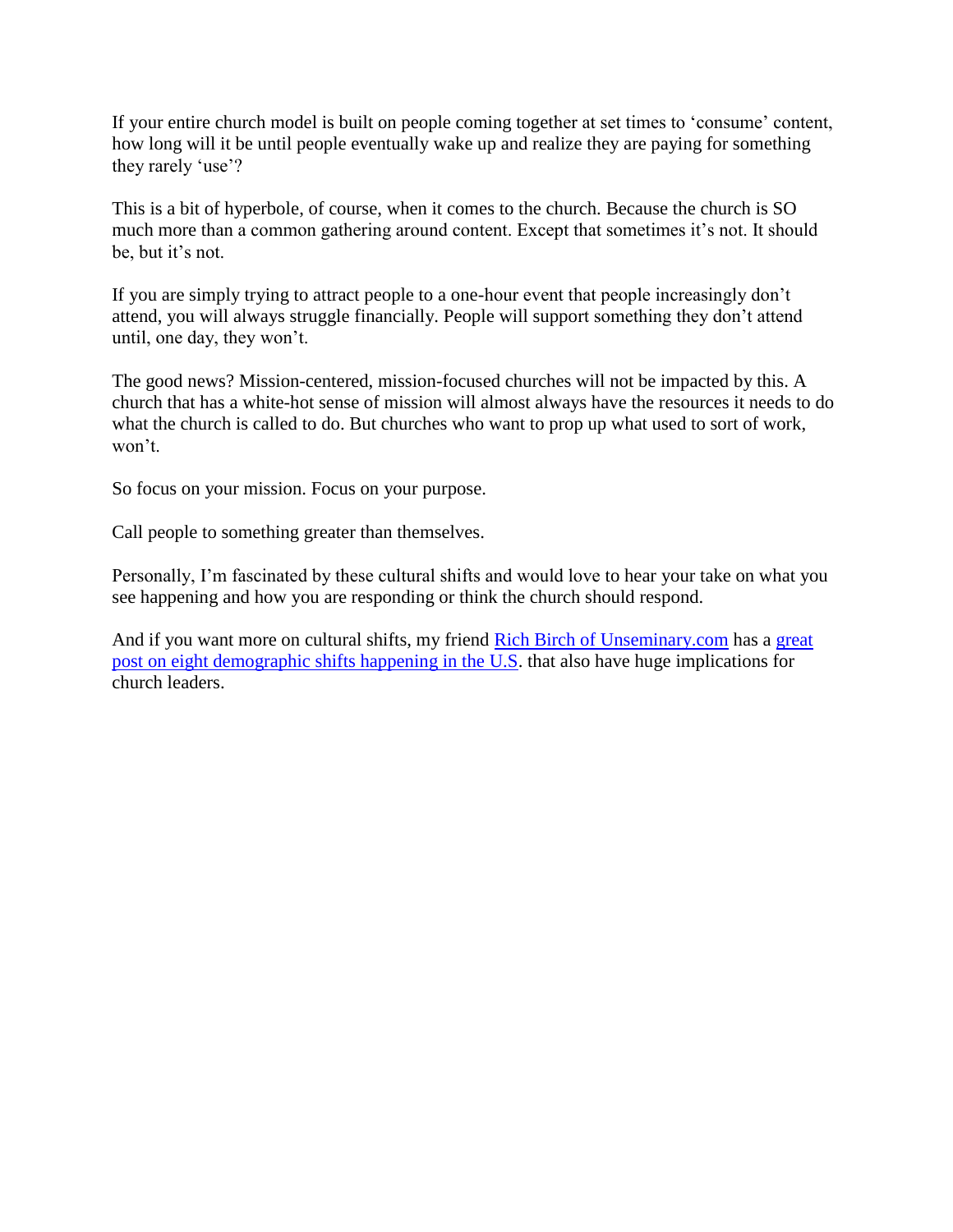If your entire church model is built on people coming together at set times to 'consume' content, how long will it be until people eventually wake up and realize they are paying for something they rarely 'use'?

This is a bit of hyperbole, of course, when it comes to the church. Because the church is SO much more than a common gathering around content. Except that sometimes it's not. It should be, but it's not.

If you are simply trying to attract people to a one-hour event that people increasingly don't attend, you will always struggle financially. People will support something they don't attend until, one day, they won't.

The good news? Mission-centered, mission-focused churches will not be impacted by this. A church that has a white-hot sense of mission will almost always have the resources it needs to do what the church is called to do. But churches who want to prop up what used to sort of work, won't.

So focus on your mission. Focus on your purpose.

Call people to something greater than themselves.

Personally, I'm fascinated by these cultural shifts and would love to hear your take on what you see happening and how you are responding or think the church should respond.

And if you want more on cultural shifts, my friend Rich Birch of Unseminary.com has a great post on eight demographic shifts happening in the U.S. that also have huge implications for church leaders.